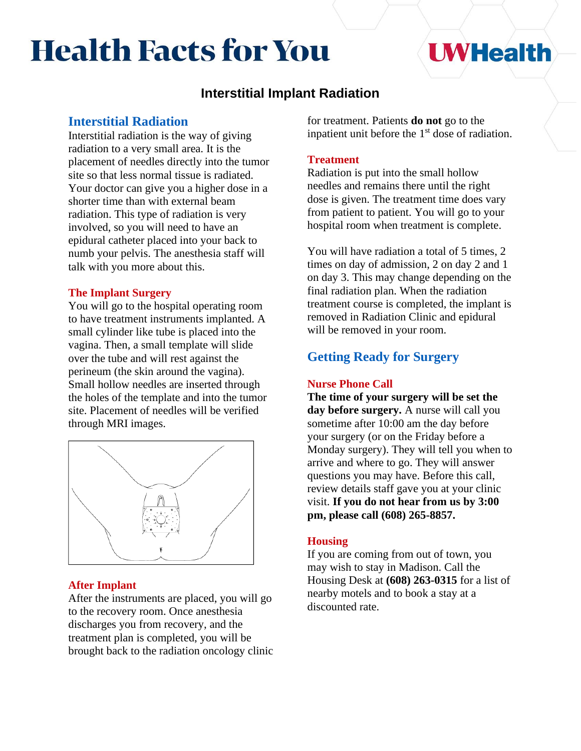# Health Facts for You

UWHealth

## Interstitial Implant Radiation

### Interstitial Radiation

Interstitial radiation is the way of giving radiation to a very small area. It is the placement of needles directly into the tumor site so that less normal tissue is radiated. Your doctor can give you a higher dose in a shorter time than with external beam radiation. This type of radiation is very involved, so you will need to have an epidural catheter placed into your back to numb your pelvis. The anesthesia staff will talk with you more about this.

#### The Implant Surgery

You will go to the hospital operating room to have treatment instruments implanted. A small cylinder like tube is placed into the vagina. Then, a small template will slide over the tube and will rest against the perineum (the skin around the vagina). Small hollow needles are inserted through the holes of the template and into the tumor site. Placement of needles will be verified through MRI images.

#### After Implant

After the instruments are placed, you will go to the recovery room. Once anesthesia discharges you from recovery, and the treatment plan is completed, you will be brought back to the radiation oncology clinic for treatment. Patients **do not** go to the inpatient unit before the 1st dose of radiation.

#### Treatment

Radiation is put into the small hollow needles and remains there until the right dose is given. The treatment time does vary from patient to patient. You will go to your hospital room when treatment is complete.

You will have radiation a total of 5 times, 2 times on day of admission, 2 on day 2 and 1 on day 3. This may change depending on the final radiation plan. When the radiation treatment course is completed, the implant is removed in Radiation Clinic and epidural will be removed in your room.

### Getting Ready for Surgery

#### Nurse Phone Call

**The time of your surgery will be set the day before surgery.** A nurse will call you sometime after 10:00 am the day before your surgery (or on the Friday before a Monday surgery). They will tell you when to arrive and where to go. They will answer questions you may have. Before this call, review details staff gave you at your clinic visit. **If you do not hear from us by 3:00 pm, please call (608) 265-8857.**

#### Housing

If you are coming from out of town, you may wish to stay in Madison. Call the Housing Desk at **(608) 263-0315** for a list of nearby motels and to book a stay at a discounted rate.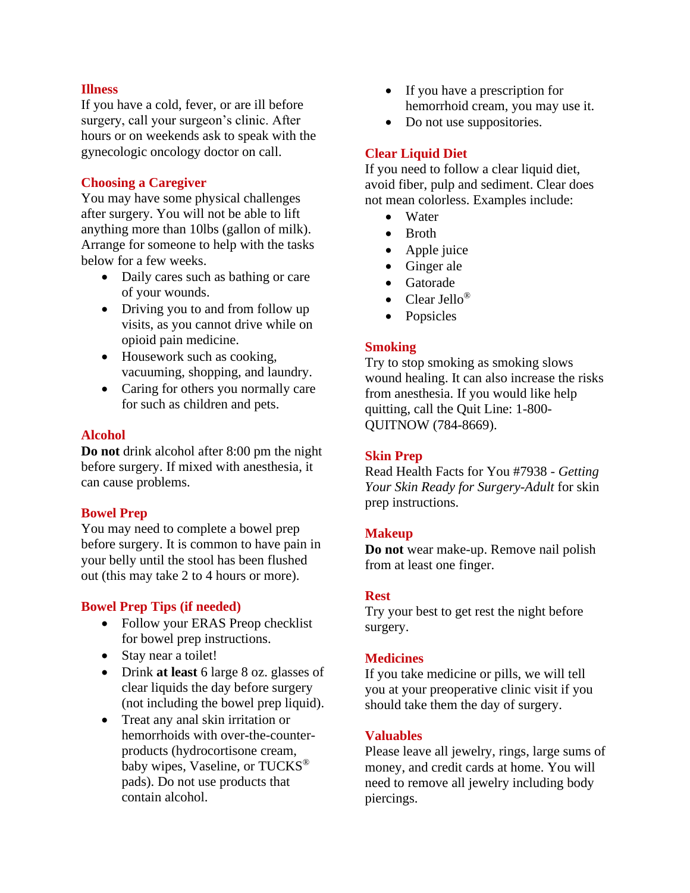## Illness

If you have a cold, fever, or are ill before surgery, call your surgeon's clinic. After hours or on weekends ask to speak with the gynecologic oncology doctor on call.

## Choosing a Caregiver

You may have some physical challenges after surgery. You will not be able to lift anything more than 10lbs (gallon of milk). Arrange for someone to help with the tasks below for a few weeks.

- Daily cares such as bathing or care of your wounds.
- Driving you to and from follow up visits, as you cannot drive while on opioid pain medicine.
- Housework such as cooking, vacuuming, shopping, and laundry.
- Caring for others you normally care for such as children and pets.

## Alcohol

**Do not** drink alcohol after 8:00 pm the night before surgery. If mixed with anesthesia, it can cause problems.

## Bowel Prep

You may need to complete a bowel prep before surgery. It is common to have pain in your belly until the stool has been flushed out (this may take 2 to 4 hours or more).

## Bowel Prep Tips (if needed)

- Follow your ERAS Preop checklist for bowel prep instructions.
- Stay near a toilet!
- Drink **at least** 6 large 8 oz. glasses of clear liquids the day before surgery (not including the bowel prep liquid).
- Treat any anal skin irritation or hemorrhoids with over-the-counter-products (hydrocortisone cream, baby wipes, Vaseline, or TUCKS® pads). Do not use products that contain alcohol.
- If you have a prescription for hemorrhoid cream, you may use it.
- Do not use suppositories.

## Clear Liquid Diet

If you need to follow a clear liquid diet, avoid fiber, pulp and sediment. Clear does not mean colorless. Examples include:

- Water
- Broth
- Apple juice
- Ginger ale
- Gatorade
- Clear Jello®
- Popsicles

## Smoking

Try to stop smoking as smoking slows wound healing. It can also increase the risks from anesthesia. If you would like help quitting, call the Quit Line: 1-800-QUITNOW (784-8669).

## Skin Prep

Read Health Facts for You #7938 - *Getting Your Skin Ready for Surgery-Adult* for skin prep instructions.

## Makeup

**Do not** wear make-up. Remove nail polish from at least one finger.

## Rest

Try your best to get rest the night before surgery.

## Medicines

If you take medicine or pills, we will tell you at your preoperative clinic visit if you should take them the day of surgery.

## Valuables

Please leave all jewelry, rings, large sums of money, and credit cards at home. You will need to remove all jewelry including body piercings.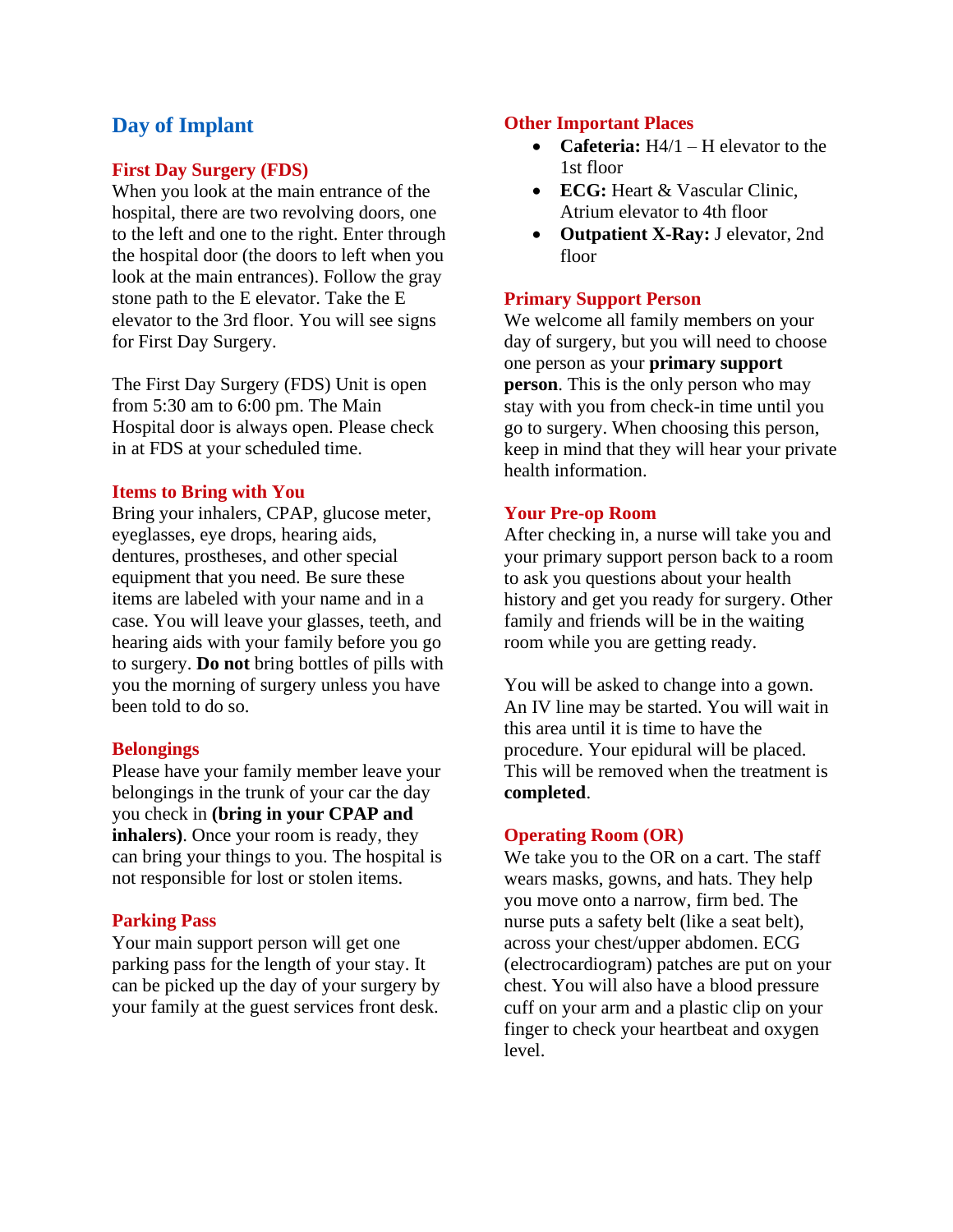## Day of Implant

### First Day Surgery (FDS)

When you look at the main entrance of the hospital, there are two revolving doors, one to the left and one to the right. Enter through the hospital door (the doors to left when you look at the main entrances). Follow the gray stone path to the E elevator. Take the E elevator to the 3rd floor. You will see signs for First Day Surgery.

The First Day Surgery (FDS) Unit is open from 5:30 am to 6:00 pm. The Main Hospital door is always open. Please check in at FDS at your scheduled time.

### Items to Bring with You

Bring your inhalers, CPAP, glucose meter, eyeglasses, eye drops, hearing aids, dentures, prostheses, and other special equipment that you need. Be sure these items are labeled with your name and in a case. You will leave your glasses, teeth, and hearing aids with your family before you go to surgery. **Do not** bring bottles of pills with you the morning of surgery unless you have been told to do so.

### Belongings

Please have your family member leave your belongings in the trunk of your car the day you check in **(bring in your CPAP and inhalers)**. Once your room is ready, they can bring your things to you. The hospital is not responsible for lost or stolen items.

### Parking Pass

Your main support person will get one parking pass for the length of your stay. It can be picked up the day of your surgery by your family at the guest services front desk.

### Other Important Places

- **Cafeteria:** H4/1 – H elevator to the 1st floor
- **ECG:** Heart & Vascular Clinic, Atrium elevator to 4th floor
- **Outpatient X-Ray:** J elevator, 2nd floor

### Primary Support Person

We welcome all family members on your day of surgery, but you will need to choose one person as your **primary support person**. This is the only person who may stay with you from check-in time until you go to surgery. When choosing this person, keep in mind that they will hear your private health information.

### Your Pre-op Room

After checking in, a nurse will take you and your primary support person back to a room to ask you questions about your health history and get you ready for surgery. Other family and friends will be in the waiting room while you are getting ready.

You will be asked to change into a gown. An IV line may be started. You will wait in this area until it is time to have the procedure. Your epidural will be placed. This will be removed when the treatment is **completed**.

### Operating Room (OR)

We take you to the OR on a cart. The staff wears masks, gowns, and hats. They help you move onto a narrow, firm bed. The nurse puts a safety belt (like a seat belt), across your chest/upper abdomen. ECG (electrocardiogram) patches are put on your chest. You will also have a blood pressure cuff on your arm and a plastic clip on your finger to check your heartbeat and oxygen level.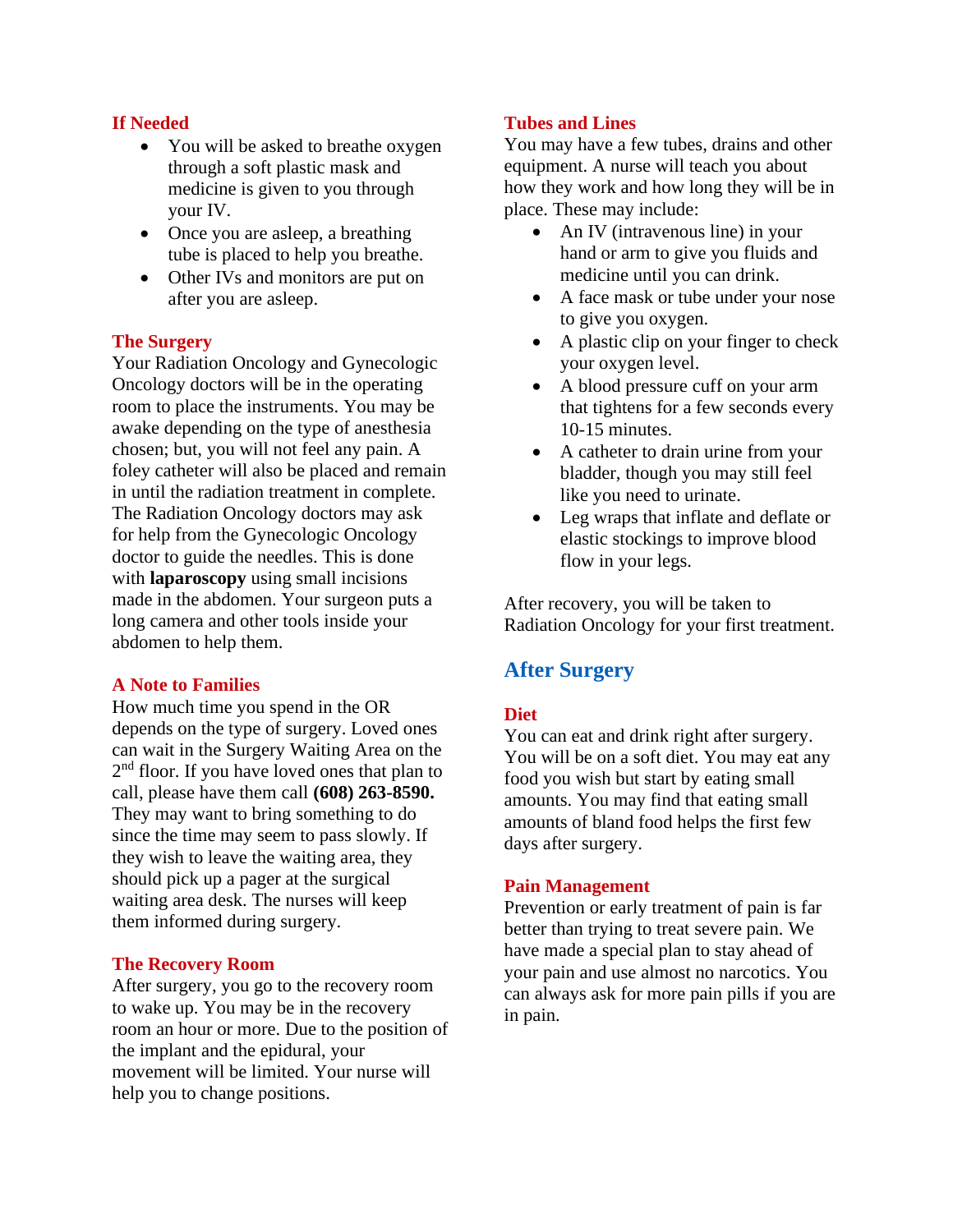### If Needed

- You will be asked to breathe oxygen through a soft plastic mask and medicine is given to you through your IV.
- Once you are asleep, a breathing tube is placed to help you breathe.
- Other IVs and monitors are put on after you are asleep.

### The Surgery

Your Radiation Oncology and Gynecologic Oncology doctors will be in the operating room to place the instruments. You may be awake depending on the type of anesthesia chosen; but, you will not feel any pain. A foley catheter will also be placed and remain in until the radiation treatment in complete. The Radiation Oncology doctors may ask for help from the Gynecologic Oncology doctor to guide the needles. This is done with **laparoscopy** using small incisions made in the abdomen. Your surgeon puts a long camera and other tools inside your abdomen to help them.

### A Note to Families

How much time you spend in the OR depends on the type of surgery. Loved ones can wait in the Surgery Waiting Area on the 2nd floor. If you have loved ones that plan to call, please have them call **(608) 263-8590.** They may want to bring something to do since the time may seem to pass slowly. If they wish to leave the waiting area, they should pick up a pager at the surgical waiting area desk. The nurses will keep them informed during surgery.

### The Recovery Room

After surgery, you go to the recovery room to wake up. You may be in the recovery room an hour or more. Due to the position of the implant and the epidural, your movement will be limited. Your nurse will help you to change positions.

### Tubes and Lines

You may have a few tubes, drains and other equipment. A nurse will teach you about how they work and how long they will be in place. These may include:

- An IV (intravenous line) in your hand or arm to give you fluids and medicine until you can drink.
- A face mask or tube under your nose to give you oxygen.
- A plastic clip on your finger to check your oxygen level.
- A blood pressure cuff on your arm that tightens for a few seconds every 10-15 minutes.
- A catheter to drain urine from your bladder, though you may still feel like you need to urinate.
- Leg wraps that inflate and deflate or elastic stockings to improve blood flow in your legs.

After recovery, you will be taken to Radiation Oncology for your first treatment.

## After Surgery

### Diet

You can eat and drink right after surgery. You will be on a soft diet. You may eat any food you wish but start by eating small amounts. You may find that eating small amounts of bland food helps the first few days after surgery.

### Pain Management

Prevention or early treatment of pain is far better than trying to treat severe pain. We have made a special plan to stay ahead of your pain and use almost no narcotics. You can always ask for more pain pills if you are in pain.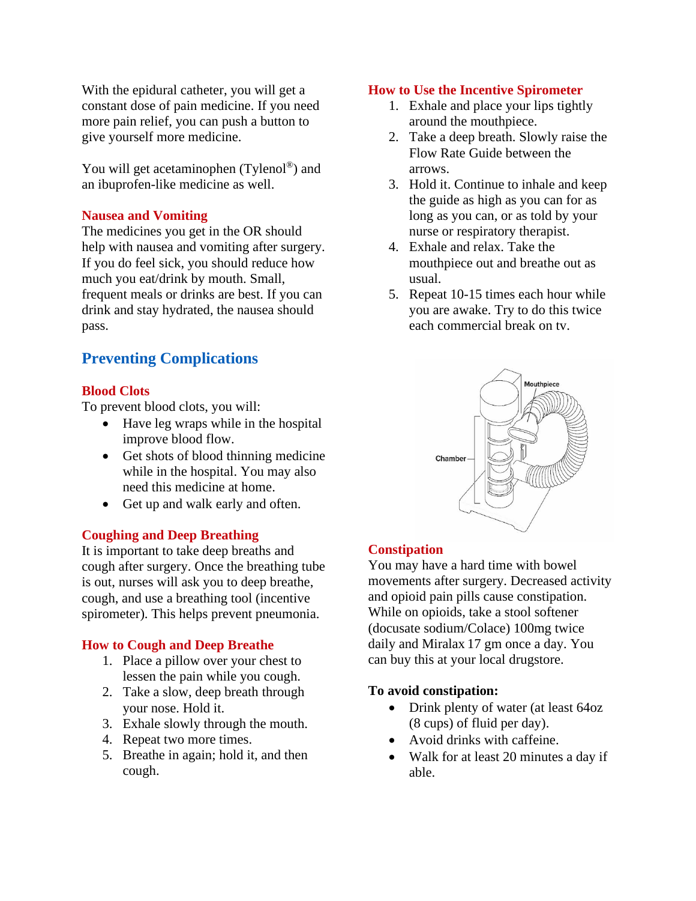With the epidural catheter, you will get a constant dose of pain medicine. If you need more pain relief, you can push a button to give yourself more medicine.

You will get acetaminophen (Tylenol®) and an ibuprofen-like medicine as well.

### Nausea and Vomiting

The medicines you get in the OR should help with nausea and vomiting after surgery. If you do feel sick, you should reduce how much you eat/drink by mouth. Small, frequent meals or drinks are best. If you can drink and stay hydrated, the nausea should pass.

## Preventing Complications

### Blood Clots

To prevent blood clots, you will:

- Have leg wraps while in the hospital improve blood flow.
- Get shots of blood thinning medicine while in the hospital. You may also need this medicine at home.
- Get up and walk early and often.

### Coughing and Deep Breathing

It is important to take deep breaths and cough after surgery. Once the breathing tube is out, nurses will ask you to deep breathe, cough, and use a breathing tool (incentive spirometer). This helps prevent pneumonia.

### How to Cough and Deep Breathe

1. Place a pillow over your chest to lessen the pain while you cough.
2. Take a slow, deep breath through your nose. Hold it.
3. Exhale slowly through the mouth.
4. Repeat two more times.
5. Breathe in again; hold it, and then cough.

### How to Use the Incentive Spirometer

1. Exhale and place your lips tightly around the mouthpiece.
2. Take a deep breath. Slowly raise the Flow Rate Guide between the arrows.
3. Hold it. Continue to inhale and keep the guide as high as you can for as long as you can, or as told by your nurse or respiratory therapist.
4. Exhale and relax. Take the mouthpiece out and breathe out as usual.
5. Repeat 10-15 times each hour while you are awake. Try to do this twice each commercial break on tv.

### Constipation

You may have a hard time with bowel movements after surgery. Decreased activity and opioid pain pills cause constipation. While on opioids, take a stool softener (docusate sodium/Colace) 100mg twice daily and Miralax 17 gm once a day. You can buy this at your local drugstore.

**To avoid constipation:**

- Drink plenty of water (at least 64oz (8 cups) of fluid per day).
- Avoid drinks with caffeine.
- Walk for at least 20 minutes a day if able.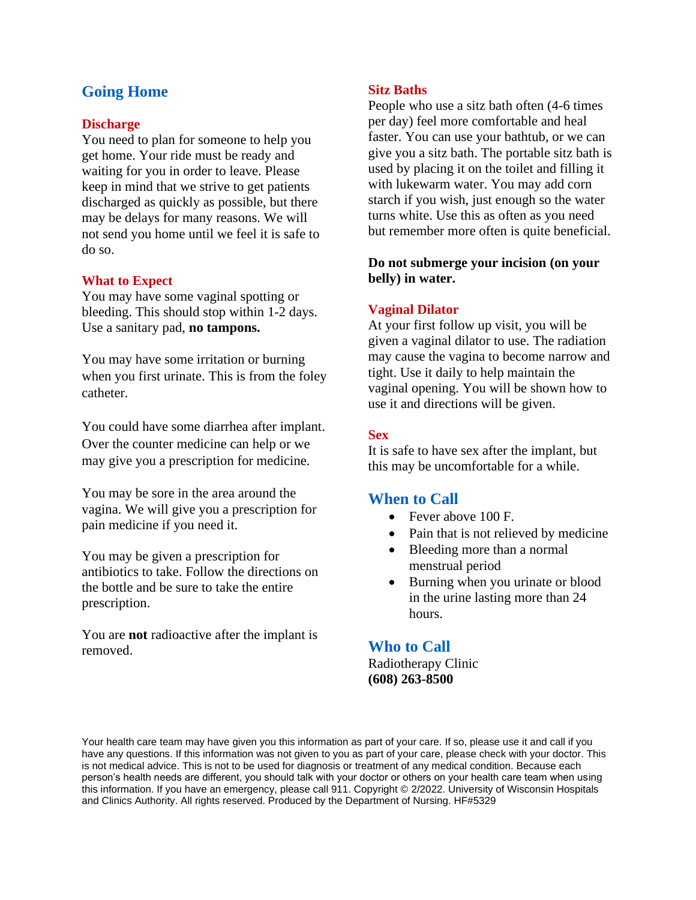## Going Home

### Discharge

You need to plan for someone to help you get home. Your ride must be ready and waiting for you in order to leave. Please keep in mind that we strive to get patients discharged as quickly as possible, but there may be delays for many reasons. We will not send you home until we feel it is safe to do so.

### What to Expect

You may have some vaginal spotting or bleeding. This should stop within 1-2 days. Use a sanitary pad, **no tampons.**

You may have some irritation or burning when you first urinate. This is from the foley catheter.

You could have some diarrhea after implant. Over the counter medicine can help or we may give you a prescription for medicine.

You may be sore in the area around the vagina. We will give you a prescription for pain medicine if you need it.

You may be given a prescription for antibiotics to take. Follow the directions on the bottle and be sure to take the entire prescription.

You are **not** radioactive after the implant is removed.

### Sitz Baths

People who use a sitz bath often (4-6 times per day) feel more comfortable and heal faster. You can use your bathtub, or we can give you a sitz bath. The portable sitz bath is used by placing it on the toilet and filling it with lukewarm water. You may add corn starch if you wish, just enough so the water turns white. Use this as often as you need but remember more often is quite beneficial.

**Do not submerge your incision (on your belly) in water.**

### Vaginal Dilator

At your first follow up visit, you will be given a vaginal dilator to use. The radiation may cause the vagina to become narrow and tight. Use it daily to help maintain the vaginal opening. You will be shown how to use it and directions will be given.

### Sex

It is safe to have sex after the implant, but this may be uncomfortable for a while.

## When to Call

- Fever above 100 F.
- Pain that is not relieved by medicine
- Bleeding more than a normal menstrual period
- Burning when you urinate or blood in the urine lasting more than 24 hours.

## Who to Call

Radiotherapy Clinic
**(608) 263-8500**

Your health care team may have given you this information as part of your care. If so, please use it and call if you have any questions. If this information was not given to you as part of your care, please check with your doctor. This is not medical advice. This is not to be used for diagnosis or treatment of any medical condition. Because each person's health needs are different, you should talk with your doctor or others on your health care team when using this information. If you have an emergency, please call 911. Copyright © 2/2022. University of Wisconsin Hospitals and Clinics Authority. All rights reserved. Produced by the Department of Nursing. HF#5329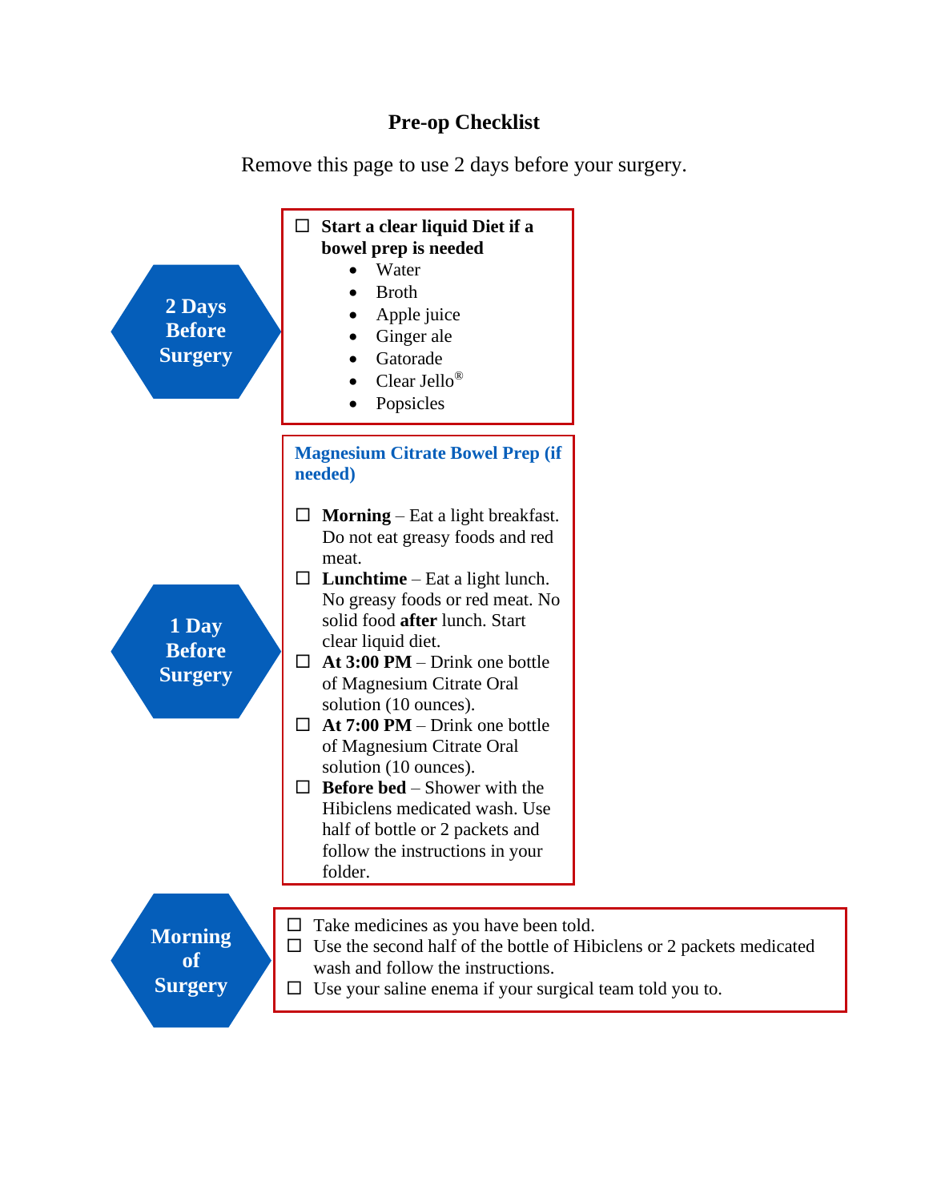# Pre-op Checklist

Remove this page to use 2 days before your surgery.

## 2 Days Before Surgery

- ☐ **Start a clear liquid Diet if a bowel prep is needed**
  - Water
  - Broth
  - Apple juice
  - Ginger ale
  - Gatorade
  - Clear Jello®
  - Popsicles

## 1 Day Before Surgery

### Magnesium Citrate Bowel Prep (if needed)

- ☐ **Morning** – Eat a light breakfast. Do not eat greasy foods and red meat.
- ☐ **Lunchtime** – Eat a light lunch. No greasy foods or red meat. No solid food **after** lunch. Start clear liquid diet.
- ☐ **At 3:00 PM** – Drink one bottle of Magnesium Citrate Oral solution (10 ounces).
- ☐ **At 7:00 PM** – Drink one bottle of Magnesium Citrate Oral solution (10 ounces).
- ☐ **Before bed** – Shower with the Hibiclens medicated wash. Use half of bottle or 2 packets and follow the instructions in your folder.

## Morning of Surgery

- ☐ Take medicines as you have been told.
- ☐ Use the second half of the bottle of Hibiclens or 2 packets medicated wash and follow the instructions.
- ☐ Use your saline enema if your surgical team told you to.